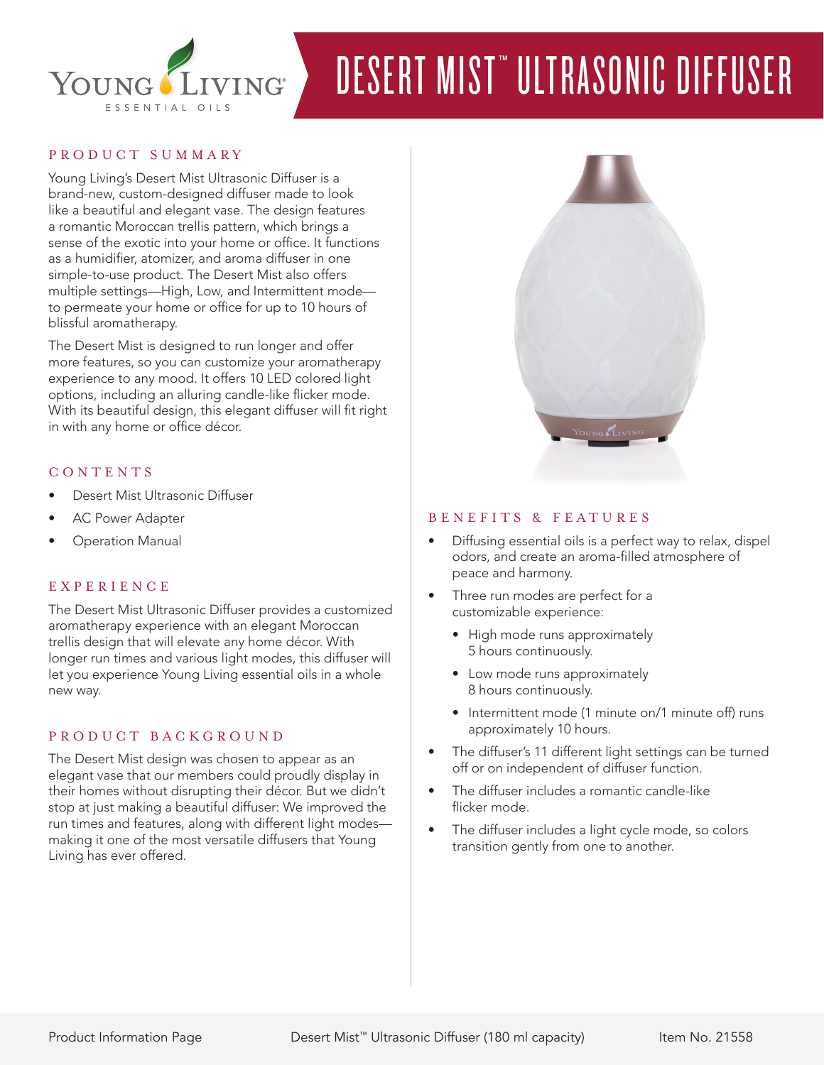# DESERT MIST™ ULTRASONIC DIFFUSER

## PRODUCT SUMMARY

Young Living's Desert Mist Ultrasonic Diffuser is a brand-new, custom-designed diffuser made to look like a beautiful and elegant vase. The design features a romantic Moroccan trellis pattern, which brings a sense of the exotic into your home or office. It functions as a humidifier, atomizer, and aroma diffuser in one simple-to-use product. The Desert Mist also offers multiple settings—High, Low, and Intermittent mode—to permeate your home or office for up to 10 hours of blissful aromatherapy.

The Desert Mist is designed to run longer and offer more features, so you can customize your aromatherapy experience to any mood. It offers 10 LED colored light options, including an alluring candle-like flicker mode. With its beautiful design, this elegant diffuser will fit right in with any home or office décor.

## CONTENTS

- Desert Mist Ultrasonic Diffuser
- AC Power Adapter
- Operation Manual

## EXPERIENCE

The Desert Mist Ultrasonic Diffuser provides a customized aromatherapy experience with an elegant Moroccan trellis design that will elevate any home décor. With longer run times and various light modes, this diffuser will let you experience Young Living essential oils in a whole new way.

## PRODUCT BACKGROUND

The Desert Mist design was chosen to appear as an elegant vase that our members could proudly display in their homes without disrupting their décor. But we didn't stop at just making a beautiful diffuser: We improved the run times and features, along with different light modes—making it one of the most versatile diffusers that Young Living has ever offered.

## BENEFITS & FEATURES

- Diffusing essential oils is a perfect way to relax, dispel odors, and create an aroma-filled atmosphere of peace and harmony.
- Three run modes are perfect for a customizable experience:
  - High mode runs approximately 5 hours continuously.
  - Low mode runs approximately 8 hours continuously.
  - Intermittent mode (1 minute on/1 minute off) runs approximately 10 hours.
- The diffuser's 11 different light settings can be turned off or on independent of diffuser function.
- The diffuser includes a romantic candle-like flicker mode.
- The diffuser includes a light cycle mode, so colors transition gently from one to another.

Product Information Page | Desert Mist™ Ultrasonic Diffuser (180 ml capacity) | Item No. 21558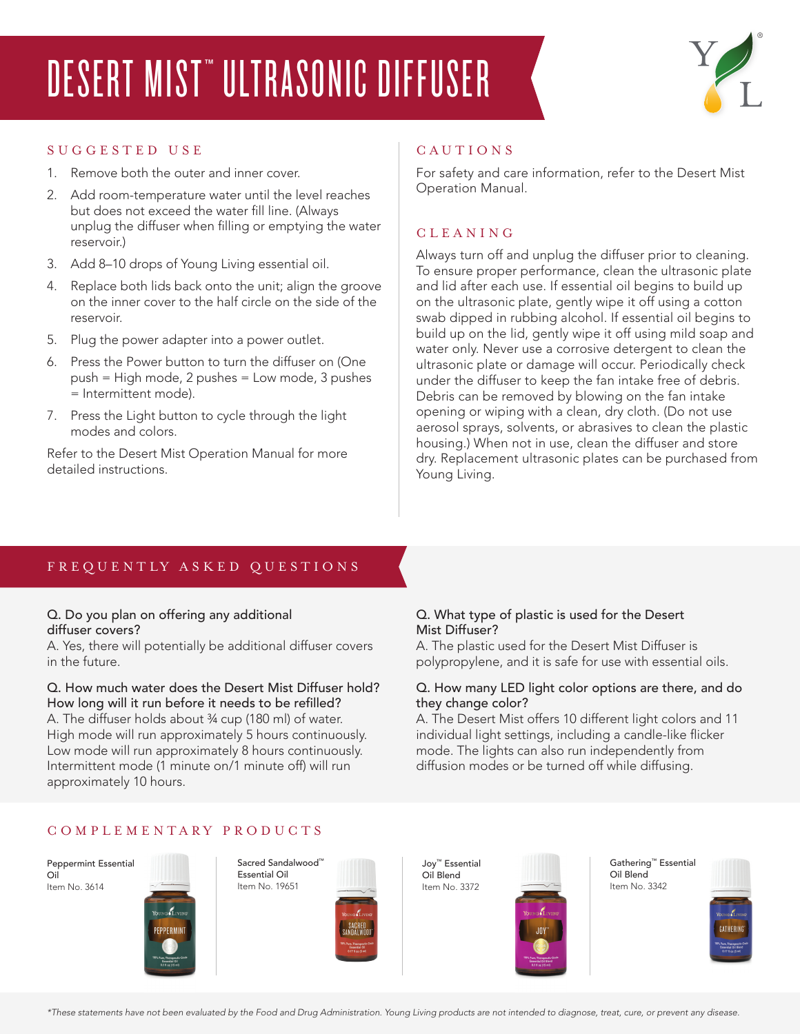# DESERT MIST™ ULTRASONIC DIFFUSER

## SUGGESTED USE

1. Remove both the outer and inner cover.
2. Add room-temperature water until the level reaches but does not exceed the water fill line. (Always unplug the diffuser when filling or emptying the water reservoir.)
3. Add 8–10 drops of Young Living essential oil.
4. Replace both lids back onto the unit; align the groove on the inner cover to the half circle on the side of the reservoir.
5. Plug the power adapter into a power outlet.
6. Press the Power button to turn the diffuser on (One push = High mode, 2 pushes = Low mode, 3 pushes = Intermittent mode).
7. Press the Light button to cycle through the light modes and colors.

Refer to the Desert Mist Operation Manual for more detailed instructions.

## CAUTIONS

For safety and care information, refer to the Desert Mist Operation Manual.

## CLEANING

Always turn off and unplug the diffuser prior to cleaning. To ensure proper performance, clean the ultrasonic plate and lid after each use. If essential oil begins to build up on the ultrasonic plate, gently wipe it off using a cotton swab dipped in rubbing alcohol. If essential oil begins to build up on the lid, gently wipe it off using mild soap and water only. Never use a corrosive detergent to clean the ultrasonic plate or damage will occur. Periodically check under the diffuser to keep the fan intake free of debris. Debris can be removed by blowing on the fan intake opening or wiping with a clean, dry cloth. (Do not use aerosol sprays, solvents, or abrasives to clean the plastic housing.) When not in use, clean the diffuser and store dry. Replacement ultrasonic plates can be purchased from Young Living.

## FREQUENTLY ASKED QUESTIONS

**Q. Do you plan on offering any additional diffuser covers?**
A. Yes, there will potentially be additional diffuser covers in the future.

**Q. How much water does the Desert Mist Diffuser hold? How long will it run before it needs to be refilled?**
A. The diffuser holds about ¾ cup (180 ml) of water. High mode will run approximately 5 hours continuously. Low mode will run approximately 8 hours continuously. Intermittent mode (1 minute on/1 minute off) will run approximately 10 hours.

**Q. What type of plastic is used for the Desert Mist Diffuser?**
A. The plastic used for the Desert Mist Diffuser is polypropylene, and it is safe for use with essential oils.

**Q. How many LED light color options are there, and do they change color?**
A. The Desert Mist offers 10 different light colors and 11 individual light settings, including a candle-like flicker mode. The lights can also run independently from diffusion modes or be turned off while diffusing.

## COMPLEMENTARY PRODUCTS

Peppermint Essential Oil
Item No. 3614

Sacred Sandalwood™ Essential Oil
Item No. 19651

Joy™ Essential Oil Blend
Item No. 3372

Gathering™ Essential Oil Blend
Item No. 3342

*These statements have not been evaluated by the Food and Drug Administration. Young Living products are not intended to diagnose, treat, cure, or prevent any disease.*